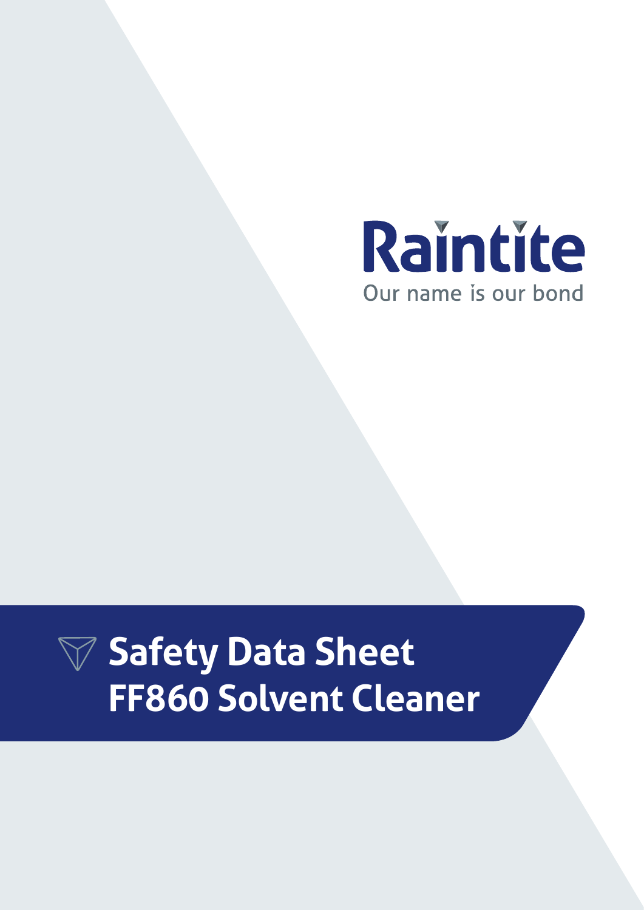Raintite

Our name is our bond

# Safety Data Sheet
# FF860 Solvent Cleaner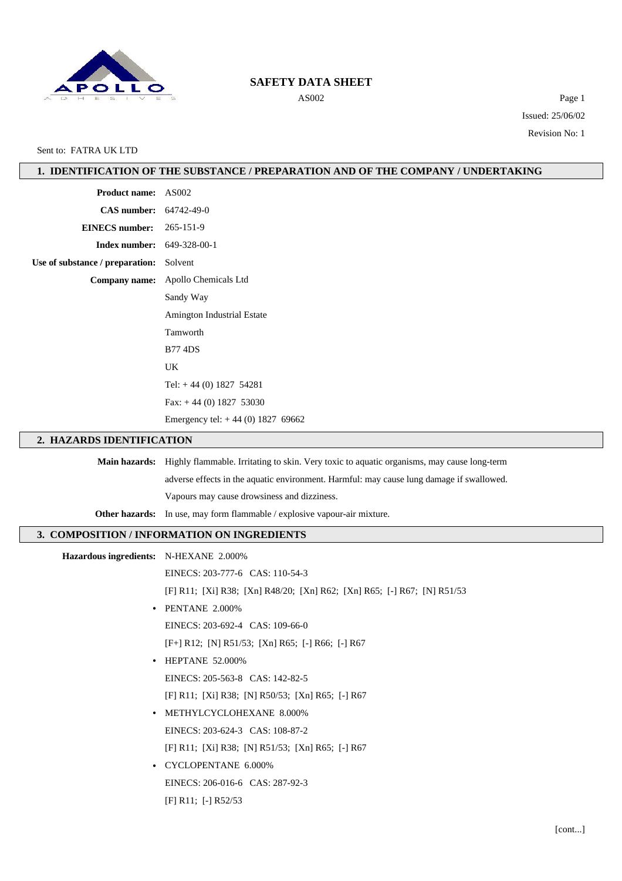# SAFETY DATA SHEET

AS002

Issued: 25/06/02

Revision No: 1

Sent to: FATRA UK LTD

## 1. IDENTIFICATION OF THE SUBSTANCE / PREPARATION AND OF THE COMPANY / UNDERTAKING

**Product name:** AS002

**CAS number:** 64742-49-0

**EINECS number:** 265-151-9

**Index number:** 649-328-00-1

**Use of substance / preparation:** Solvent

**Company name:** Apollo Chemicals Ltd

Sandy Way

Amington Industrial Estate

Tamworth

B77 4DS

UK

Tel: + 44 (0) 1827 54281

Fax: + 44 (0) 1827 53030

Emergency tel: + 44 (0) 1827 69662

## 2. HAZARDS IDENTIFICATION

**Main hazards:** Highly flammable. Irritating to skin. Very toxic to aquatic organisms, may cause long-term adverse effects in the aquatic environment. Harmful: may cause lung damage if swallowed. Vapours may cause drowsiness and dizziness.

**Other hazards:** In use, may form flammable / explosive vapour-air mixture.

## 3. COMPOSITION / INFORMATION ON INGREDIENTS

**Hazardous ingredients:** N-HEXANE 2.000%

EINECS: 203-777-6 CAS: 110-54-3

[F] R11; [Xi] R38; [Xn] R48/20; [Xn] R62; [Xn] R65; [-] R67; [N] R51/53

- PENTANE 2.000%

  EINECS: 203-692-4 CAS: 109-66-0

  [F+] R12; [N] R51/53; [Xn] R65; [-] R66; [-] R67

- HEPTANE 52.000%

  EINECS: 205-563-8 CAS: 142-82-5

  [F] R11; [Xi] R38; [N] R50/53; [Xn] R65; [-] R67

- METHYLCYCLOHEXANE 8.000%

  EINECS: 203-624-3 CAS: 108-87-2

  [F] R11; [Xi] R38; [N] R51/53; [Xn] R65; [-] R67

- CYCLOPENTANE 6.000%

  EINECS: 206-016-6 CAS: 287-92-3

  [F] R11; [-] R52/53

[cont...]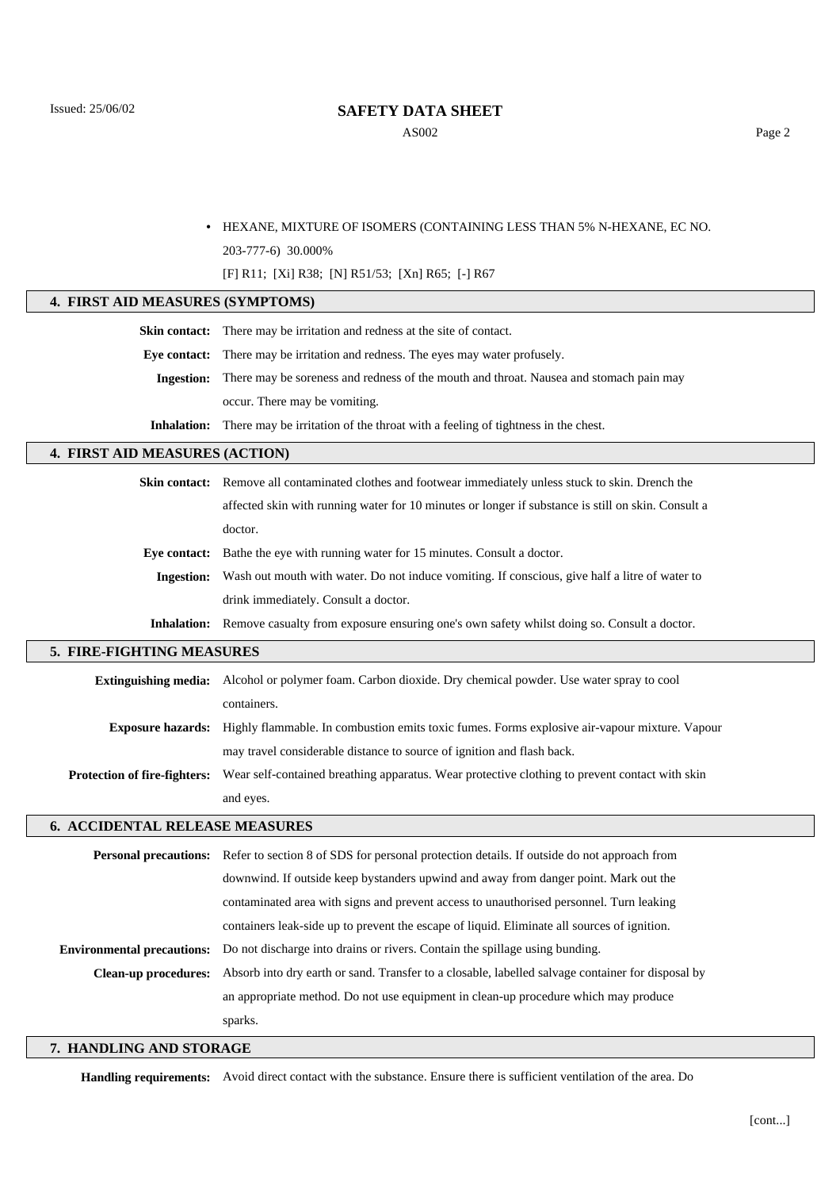- HEXANE, MIXTURE OF ISOMERS (CONTAINING LESS THAN 5% N-HEXANE, EC NO. 203-777-6) 30.000%

  [F] R11; [Xi] R38; [N] R51/53; [Xn] R65; [-] R67

## 4. FIRST AID MEASURES (SYMPTOMS)

**Skin contact:** There may be irritation and redness at the site of contact.

**Eye contact:** There may be irritation and redness. The eyes may water profusely.

**Ingestion:** There may be soreness and redness of the mouth and throat. Nausea and stomach pain may occur. There may be vomiting.

**Inhalation:** There may be irritation of the throat with a feeling of tightness in the chest.

## 4. FIRST AID MEASURES (ACTION)

**Skin contact:** Remove all contaminated clothes and footwear immediately unless stuck to skin. Drench the affected skin with running water for 10 minutes or longer if substance is still on skin. Consult a doctor.

**Eye contact:** Bathe the eye with running water for 15 minutes. Consult a doctor.

**Ingestion:** Wash out mouth with water. Do not induce vomiting. If conscious, give half a litre of water to drink immediately. Consult a doctor.

**Inhalation:** Remove casualty from exposure ensuring one's own safety whilst doing so. Consult a doctor.

## 5. FIRE-FIGHTING MEASURES

**Extinguishing media:** Alcohol or polymer foam. Carbon dioxide. Dry chemical powder. Use water spray to cool containers.

**Exposure hazards:** Highly flammable. In combustion emits toxic fumes. Forms explosive air-vapour mixture. Vapour may travel considerable distance to source of ignition and flash back.

**Protection of fire-fighters:** Wear self-contained breathing apparatus. Wear protective clothing to prevent contact with skin and eyes.

## 6. ACCIDENTAL RELEASE MEASURES

**Personal precautions:** Refer to section 8 of SDS for personal protection details. If outside do not approach from downwind. If outside keep bystanders upwind and away from danger point. Mark out the contaminated area with signs and prevent access to unauthorised personnel. Turn leaking containers leak-side up to prevent the escape of liquid. Eliminate all sources of ignition.

**Environmental precautions:** Do not discharge into drains or rivers. Contain the spillage using bunding.

**Clean-up procedures:** Absorb into dry earth or sand. Transfer to a closable, labelled salvage container for disposal by an appropriate method. Do not use equipment in clean-up procedure which may produce sparks.

## 7. HANDLING AND STORAGE

**Handling requirements:** Avoid direct contact with the substance. Ensure there is sufficient ventilation of the area. Do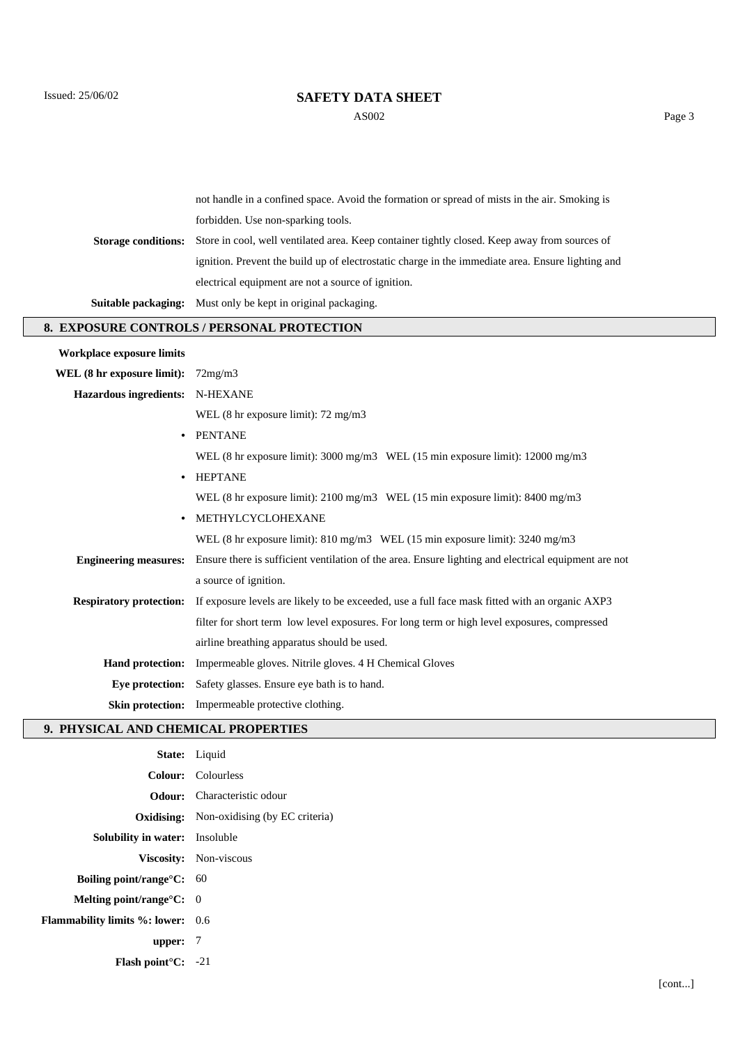not handle in a confined space. Avoid the formation or spread of mists in the air. Smoking is forbidden. Use non-sparking tools.

**Storage conditions:** Store in cool, well ventilated area. Keep container tightly closed. Keep away from sources of ignition. Prevent the build up of electrostatic charge in the immediate area. Ensure lighting and electrical equipment are not a source of ignition.

**Suitable packaging:** Must only be kept in original packaging.

## 8. EXPOSURE CONTROLS / PERSONAL PROTECTION

**Workplace exposure limits**

**WEL (8 hr exposure limit):** 72mg/m3

**Hazardous ingredients:** N-HEXANE

WEL (8 hr exposure limit): 72 mg/m3

- PENTANE

  WEL (8 hr exposure limit): 3000 mg/m3   WEL (15 min exposure limit): 12000 mg/m3

- HEPTANE

  WEL (8 hr exposure limit): 2100 mg/m3   WEL (15 min exposure limit): 8400 mg/m3

- METHYLCYCLOHEXANE

  WEL (8 hr exposure limit): 810 mg/m3   WEL (15 min exposure limit): 3240 mg/m3

**Engineering measures:** Ensure there is sufficient ventilation of the area. Ensure lighting and electrical equipment are not a source of ignition.

**Respiratory protection:** If exposure levels are likely to be exceeded, use a full face mask fitted with an organic AXP3 filter for short term low level exposures. For long term or high level exposures, compressed airline breathing apparatus should be used.

**Hand protection:** Impermeable gloves. Nitrile gloves. 4 H Chemical Gloves

**Eye protection:** Safety glasses. Ensure eye bath is to hand.

**Skin protection:** Impermeable protective clothing.

## 9. PHYSICAL AND CHEMICAL PROPERTIES

**State:** Liquid

**Colour:** Colourless

**Odour:** Characteristic odour

**Oxidising:** Non-oxidising (by EC criteria)

**Solubility in water:** Insoluble

**Viscosity:** Non-viscous

**Boiling point/range°C:** 60

**Melting point/range°C:** 0

**Flammability limits %: lower:** 0.6

**upper:** 7

**Flash point°C:** -21

[cont...]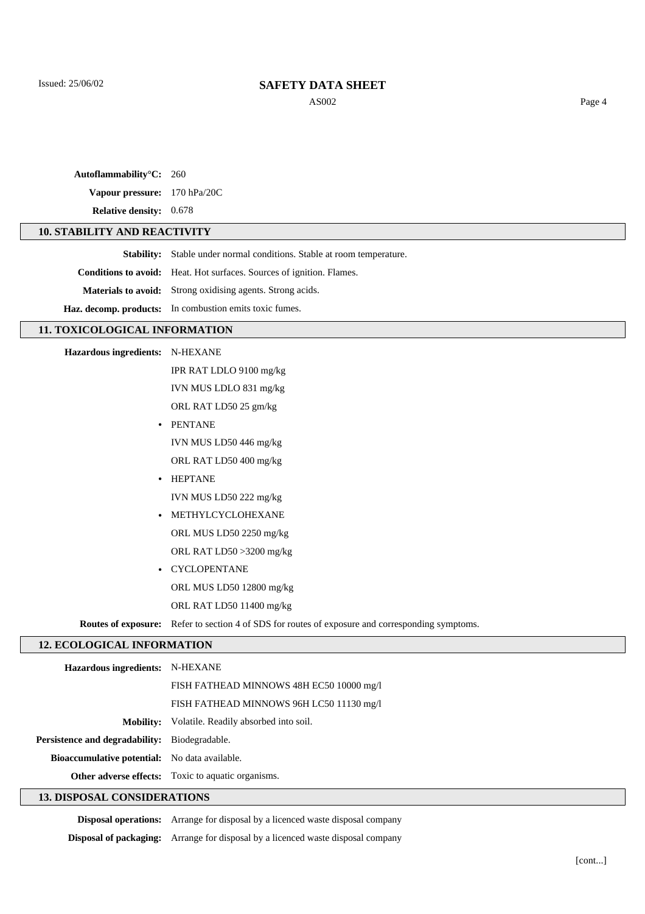**Autoflammability°C:** 260

**Vapour pressure:** 170 hPa/20C

**Relative density:** 0.678

## 10. STABILITY AND REACTIVITY

**Stability:** Stable under normal conditions. Stable at room temperature.

**Conditions to avoid:** Heat. Hot surfaces. Sources of ignition. Flames.

**Materials to avoid:** Strong oxidising agents. Strong acids.

**Haz. decomp. products:** In combustion emits toxic fumes.

## 11. TOXICOLOGICAL INFORMATION

**Hazardous ingredients:** N-HEXANE

IPR RAT LDLO 9100 mg/kg

IVN MUS LDLO 831 mg/kg

ORL RAT LD50 25 gm/kg

- PENTANE

  IVN MUS LD50 446 mg/kg

  ORL RAT LD50 400 mg/kg

- HEPTANE

  IVN MUS LD50 222 mg/kg

- METHYLCYCLOHEXANE

  ORL MUS LD50 2250 mg/kg

  ORL RAT LD50 >3200 mg/kg

- CYCLOPENTANE

  ORL MUS LD50 12800 mg/kg

  ORL RAT LD50 11400 mg/kg

**Routes of exposure:** Refer to section 4 of SDS for routes of exposure and corresponding symptoms.

## 12. ECOLOGICAL INFORMATION

**Hazardous ingredients:** N-HEXANE

FISH FATHEAD MINNOWS 48H EC50 10000 mg/l

FISH FATHEAD MINNOWS 96H LC50 11130 mg/l

**Mobility:** Volatile. Readily absorbed into soil.

**Persistence and degradability:** Biodegradable.

**Bioaccumulative potential:** No data available.

**Other adverse effects:** Toxic to aquatic organisms.

## 13. DISPOSAL CONSIDERATIONS

**Disposal operations:** Arrange for disposal by a licenced waste disposal company

**Disposal of packaging:** Arrange for disposal by a licenced waste disposal company

[cont...]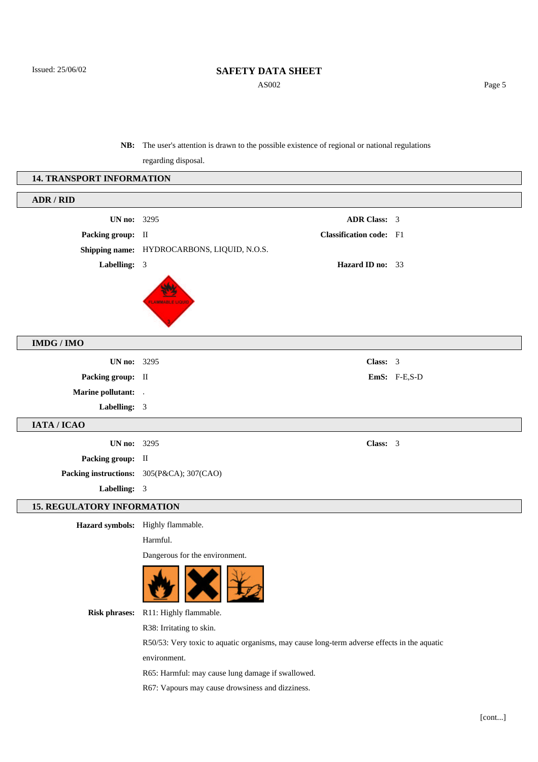**NB:** The user's attention is drawn to the possible existence of regional or national regulations regarding disposal.

## 14. TRANSPORT INFORMATION

### ADR / RID

**UN no:** 3295

**ADR Class:** 3

**Packing group:** II

**Classification code:** F1

**Shipping name:** HYDROCARBONS, LIQUID, N.O.S.

**Labelling:** 3

**Hazard ID no:** 33

### IMDG / IMO

**UN no:** 3295

**Class:** 3

**Packing group:** II

**EmS:** F-E,S-D

**Marine pollutant:** .

**Labelling:** 3

### IATA / ICAO

**UN no:** 3295

**Class:** 3

**Packing group:** II

**Packing instructions:** 305(P&CA); 307(CAO)

**Labelling:** 3

## 15. REGULATORY INFORMATION

**Hazard symbols:** Highly flammable.

Harmful.

Dangerous for the environment.

**Risk phrases:** R11: Highly flammable.

R38: Irritating to skin.

R50/53: Very toxic to aquatic organisms, may cause long-term adverse effects in the aquatic environment.

R65: Harmful: may cause lung damage if swallowed.

R67: Vapours may cause drowsiness and dizziness.

[cont...]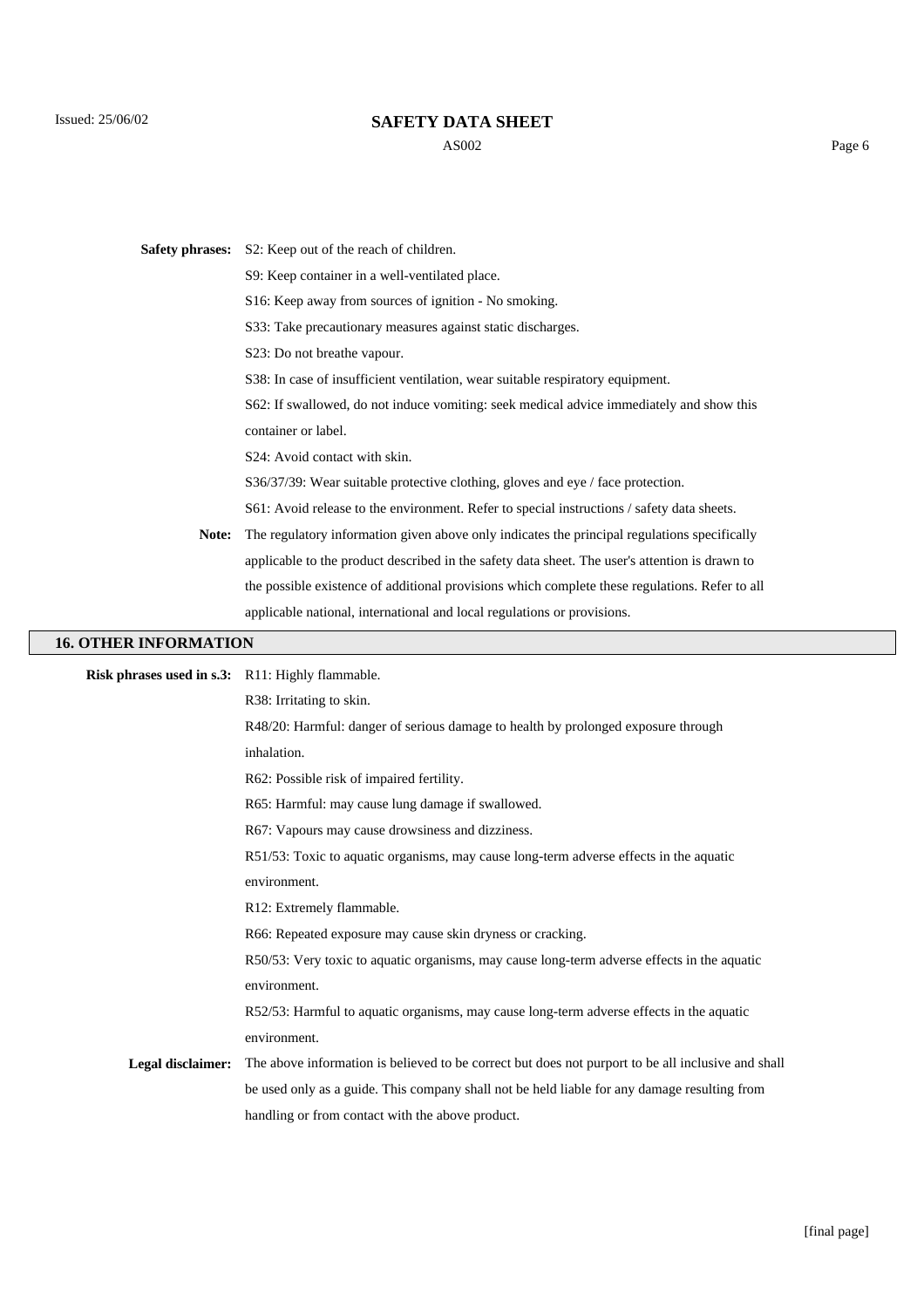**Safety phrases:** S2: Keep out of the reach of children.

S9: Keep container in a well-ventilated place.

S16: Keep away from sources of ignition - No smoking.

S33: Take precautionary measures against static discharges.

S23: Do not breathe vapour.

S38: In case of insufficient ventilation, wear suitable respiratory equipment.

S62: If swallowed, do not induce vomiting: seek medical advice immediately and show this container or label.

S24: Avoid contact with skin.

S36/37/39: Wear suitable protective clothing, gloves and eye / face protection.

S61: Avoid release to the environment. Refer to special instructions / safety data sheets.

**Note:** The regulatory information given above only indicates the principal regulations specifically applicable to the product described in the safety data sheet. The user's attention is drawn to the possible existence of additional provisions which complete these regulations. Refer to all applicable national, international and local regulations or provisions.

## 16. OTHER INFORMATION

**Risk phrases used in s.3:** R11: Highly flammable.

R38: Irritating to skin.

R48/20: Harmful: danger of serious damage to health by prolonged exposure through inhalation.

R62: Possible risk of impaired fertility.

R65: Harmful: may cause lung damage if swallowed.

R67: Vapours may cause drowsiness and dizziness.

R51/53: Toxic to aquatic organisms, may cause long-term adverse effects in the aquatic environment.

R12: Extremely flammable.

R66: Repeated exposure may cause skin dryness or cracking.

R50/53: Very toxic to aquatic organisms, may cause long-term adverse effects in the aquatic environment.

R52/53: Harmful to aquatic organisms, may cause long-term adverse effects in the aquatic environment.

**Legal disclaimer:** The above information is believed to be correct but does not purport to be all inclusive and shall be used only as a guide. This company shall not be held liable for any damage resulting from handling or from contact with the above product.

[final page]